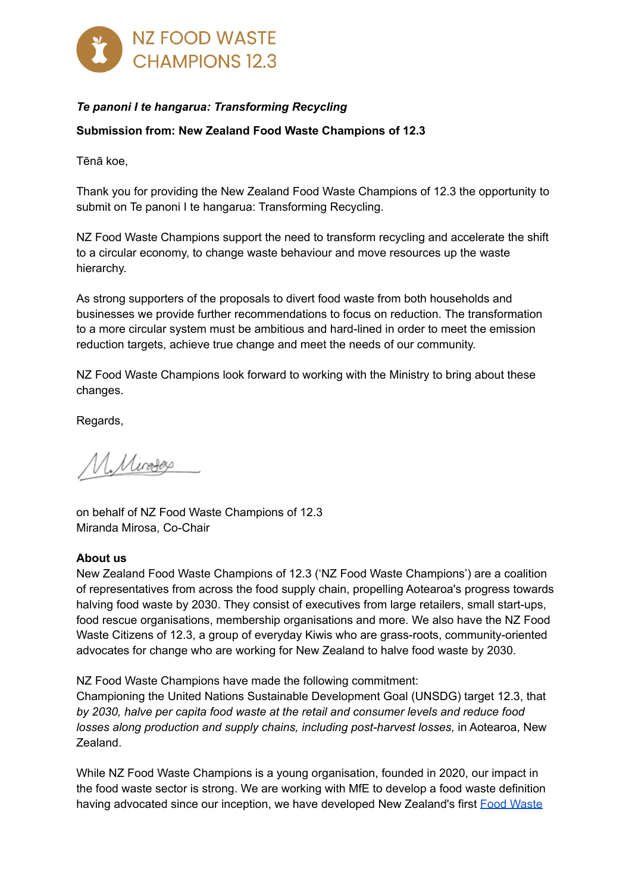NZ FOOD WASTE CHAMPIONS 12.3

***Te panoni I te hangarua: Transforming Recycling***

**Submission from: New Zealand Food Waste Champions of 12.3**

Tēnā koe,

Thank you for providing the New Zealand Food Waste Champions of 12.3 the opportunity to submit on Te panoni I te hangarua: Transforming Recycling.

NZ Food Waste Champions support the need to transform recycling and accelerate the shift to a circular economy, to change waste behaviour and move resources up the waste hierarchy.

As strong supporters of the proposals to divert food waste from both households and businesses we provide further recommendations to focus on reduction. The transformation to a more circular system must be ambitious and hard-lined in order to meet the emission reduction targets, achieve true change and meet the needs of our community.

NZ Food Waste Champions look forward to working with the Ministry to bring about these changes.

Regards,

M. Mirosa

on behalf of NZ Food Waste Champions of 12.3
Miranda Mirosa, Co-Chair

**About us**
New Zealand Food Waste Champions of 12.3 ('NZ Food Waste Champions') are a coalition of representatives from across the food supply chain, propelling Aotearoa's progress towards halving food waste by 2030. They consist of executives from large retailers, small start-ups, food rescue organisations, membership organisations and more. We also have the NZ Food Waste Citizens of 12.3, a group of everyday Kiwis who are grass-roots, community-oriented advocates for change who are working for New Zealand to halve food waste by 2030.

NZ Food Waste Champions have made the following commitment:
Championing the United Nations Sustainable Development Goal (UNSDG) target 12.3, that *by 2030, halve per capita food waste at the retail and consumer levels and reduce food losses along production and supply chains, including post-harvest losses,* in Aotearoa, New Zealand.

While NZ Food Waste Champions is a young organisation, founded in 2020, our impact in the food waste sector is strong. We are working with MfE to develop a food waste definition having advocated since our inception, we have developed New Zealand's first Food Waste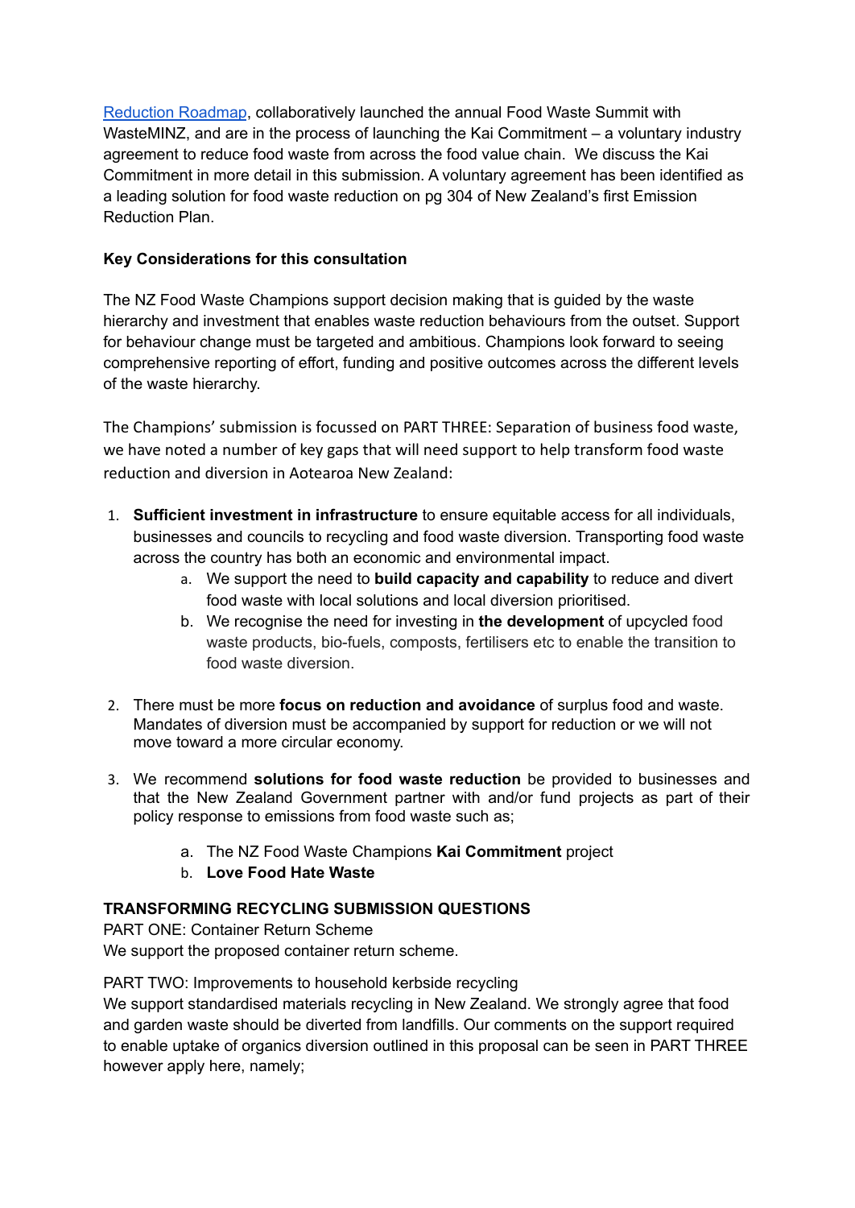[Reduction Roadmap](), collaboratively launched the annual Food Waste Summit with WasteMINZ, and are in the process of launching the Kai Commitment – a voluntary industry agreement to reduce food waste from across the food value chain. We discuss the Kai Commitment in more detail in this submission. A voluntary agreement has been identified as a leading solution for food waste reduction on pg 304 of New Zealand's first Emission Reduction Plan.

**Key Considerations for this consultation**

The NZ Food Waste Champions support decision making that is guided by the waste hierarchy and investment that enables waste reduction behaviours from the outset. Support for behaviour change must be targeted and ambitious. Champions look forward to seeing comprehensive reporting of effort, funding and positive outcomes across the different levels of the waste hierarchy.

The Champions' submission is focussed on PART THREE: Separation of business food waste, we have noted a number of key gaps that will need support to help transform food waste reduction and diversion in Aotearoa New Zealand:

1. **Sufficient investment in infrastructure** to ensure equitable access for all individuals, businesses and councils to recycling and food waste diversion. Transporting food waste across the country has both an economic and environmental impact.
    a. We support the need to **build capacity and capability** to reduce and divert food waste with local solutions and local diversion prioritised.
    b. We recognise the need for investing in **the development** of upcycled food waste products, bio-fuels, composts, fertilisers etc to enable the transition to food waste diversion.

2. There must be more **focus on reduction and avoidance** of surplus food and waste. Mandates of diversion must be accompanied by support for reduction or we will not move toward a more circular economy.

3. We recommend **solutions for food waste reduction** be provided to businesses and that the New Zealand Government partner with and/or fund projects as part of their policy response to emissions from food waste such as;
    a. The NZ Food Waste Champions **Kai Commitment** project
    b. **Love Food Hate Waste**

**TRANSFORMING RECYCLING SUBMISSION QUESTIONS**

PART ONE: Container Return Scheme
We support the proposed container return scheme.

PART TWO: Improvements to household kerbside recycling
We support standardised materials recycling in New Zealand. We strongly agree that food and garden waste should be diverted from landfills. Our comments on the support required to enable uptake of organics diversion outlined in this proposal can be seen in PART THREE however apply here, namely;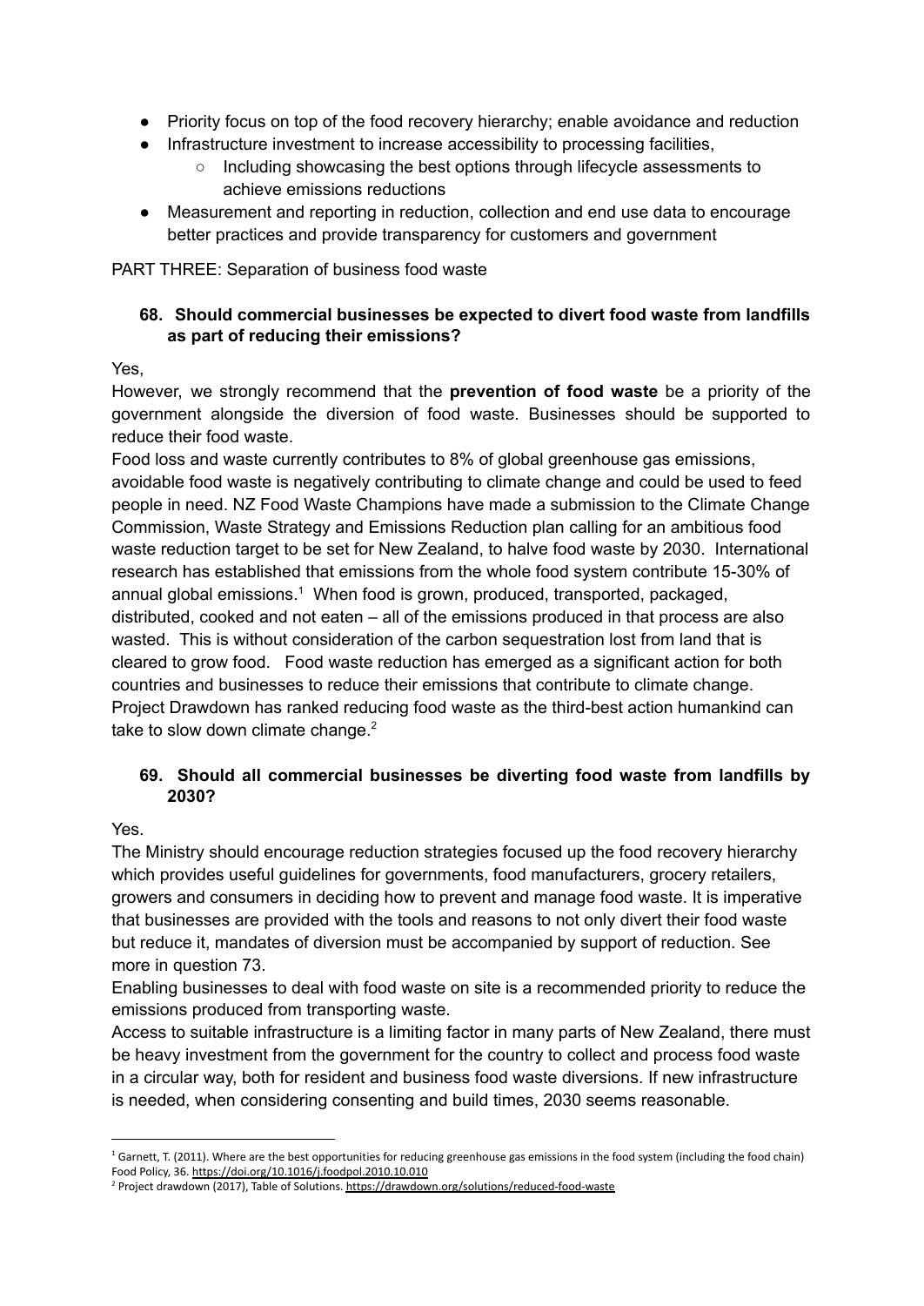- Priority focus on top of the food recovery hierarchy; enable avoidance and reduction
- Infrastructure investment to increase accessibility to processing facilities,
    - Including showcasing the best options through lifecycle assessments to achieve emissions reductions
- Measurement and reporting in reduction, collection and end use data to encourage better practices and provide transparency for customers and government

PART THREE: Separation of business food waste

**68. Should commercial businesses be expected to divert food waste from landfills as part of reducing their emissions?**

Yes,

However, we strongly recommend that the **prevention of food waste** be a priority of the government alongside the diversion of food waste. Businesses should be supported to reduce their food waste.

Food loss and waste currently contributes to 8% of global greenhouse gas emissions, avoidable food waste is negatively contributing to climate change and could be used to feed people in need. NZ Food Waste Champions have made a submission to the Climate Change Commission, Waste Strategy and Emissions Reduction plan calling for an ambitious food waste reduction target to be set for New Zealand, to halve food waste by 2030. International research has established that emissions from the whole food system contribute 15-30% of annual global emissions.[1] When food is grown, produced, transported, packaged, distributed, cooked and not eaten – all of the emissions produced in that process are also wasted. This is without consideration of the carbon sequestration lost from land that is cleared to grow food. Food waste reduction has emerged as a significant action for both countries and businesses to reduce their emissions that contribute to climate change. Project Drawdown has ranked reducing food waste as the third-best action humankind can take to slow down climate change.[2]

**69. Should all commercial businesses be diverting food waste from landfills by 2030?**

Yes.

The Ministry should encourage reduction strategies focused up the food recovery hierarchy which provides useful guidelines for governments, food manufacturers, grocery retailers, growers and consumers in deciding how to prevent and manage food waste. It is imperative that businesses are provided with the tools and reasons to not only divert their food waste but reduce it, mandates of diversion must be accompanied by support of reduction. See more in question 73.

Enabling businesses to deal with food waste on site is a recommended priority to reduce the emissions produced from transporting waste.

Access to suitable infrastructure is a limiting factor in many parts of New Zealand, there must be heavy investment from the government for the country to collect and process food waste in a circular way, both for resident and business food waste diversions. If new infrastructure is needed, when considering consenting and build times, 2030 seems reasonable.

---

[1] Garnett, T. (2011). Where are the best opportunities for reducing greenhouse gas emissions in the food system (including the food chain) Food Policy, 36. https://doi.org/10.1016/j.foodpol.2010.10.010

[2] Project drawdown (2017), Table of Solutions. https://drawdown.org/solutions/reduced-food-waste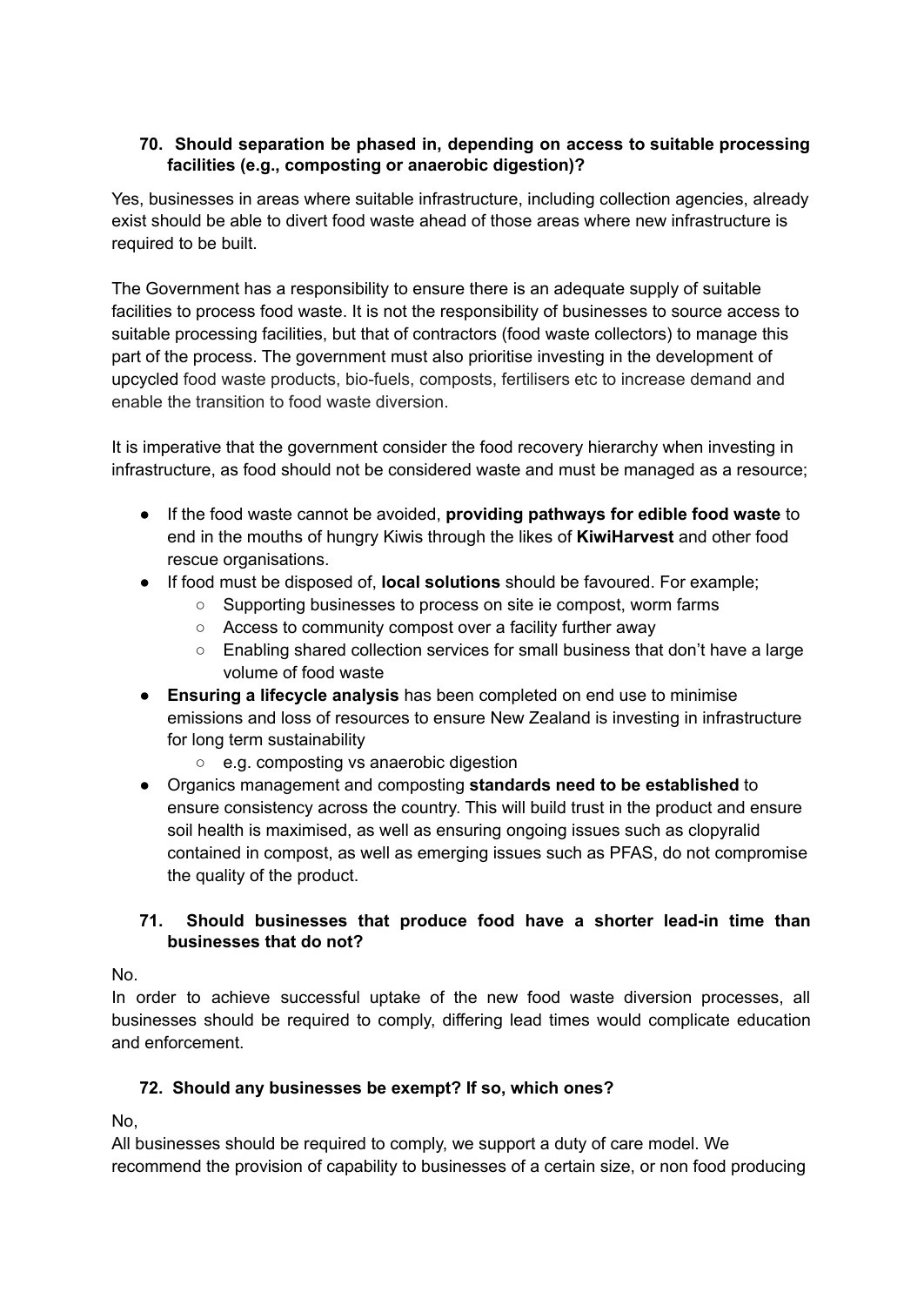**70. Should separation be phased in, depending on access to suitable processing facilities (e.g., composting or anaerobic digestion)?**

Yes, businesses in areas where suitable infrastructure, including collection agencies, already exist should be able to divert food waste ahead of those areas where new infrastructure is required to be built.

The Government has a responsibility to ensure there is an adequate supply of suitable facilities to process food waste. It is not the responsibility of businesses to source access to suitable processing facilities, but that of contractors (food waste collectors) to manage this part of the process. The government must also prioritise investing in the development of upcycled food waste products, bio-fuels, composts, fertilisers etc to increase demand and enable the transition to food waste diversion.

It is imperative that the government consider the food recovery hierarchy when investing in infrastructure, as food should not be considered waste and must be managed as a resource;

- If the food waste cannot be avoided, **providing pathways for edible food waste** to end in the mouths of hungry Kiwis through the likes of **KiwiHarvest** and other food rescue organisations.
- If food must be disposed of, **local solutions** should be favoured. For example;
    - Supporting businesses to process on site ie compost, worm farms
    - Access to community compost over a facility further away
    - Enabling shared collection services for small business that don't have a large volume of food waste
- **Ensuring a lifecycle analysis** has been completed on end use to minimise emissions and loss of resources to ensure New Zealand is investing in infrastructure for long term sustainability
    - e.g. composting vs anaerobic digestion
- Organics management and composting **standards need to be established** to ensure consistency across the country. This will build trust in the product and ensure soil health is maximised, as well as ensuring ongoing issues such as clopyralid contained in compost, as well as emerging issues such as PFAS, do not compromise the quality of the product.

**71. Should businesses that produce food have a shorter lead-in time than businesses that do not?**

No.
In order to achieve successful uptake of the new food waste diversion processes, all businesses should be required to comply, differing lead times would complicate education and enforcement.

**72. Should any businesses be exempt? If so, which ones?**

No,
All businesses should be required to comply, we support a duty of care model. We recommend the provision of capability to businesses of a certain size, or non food producing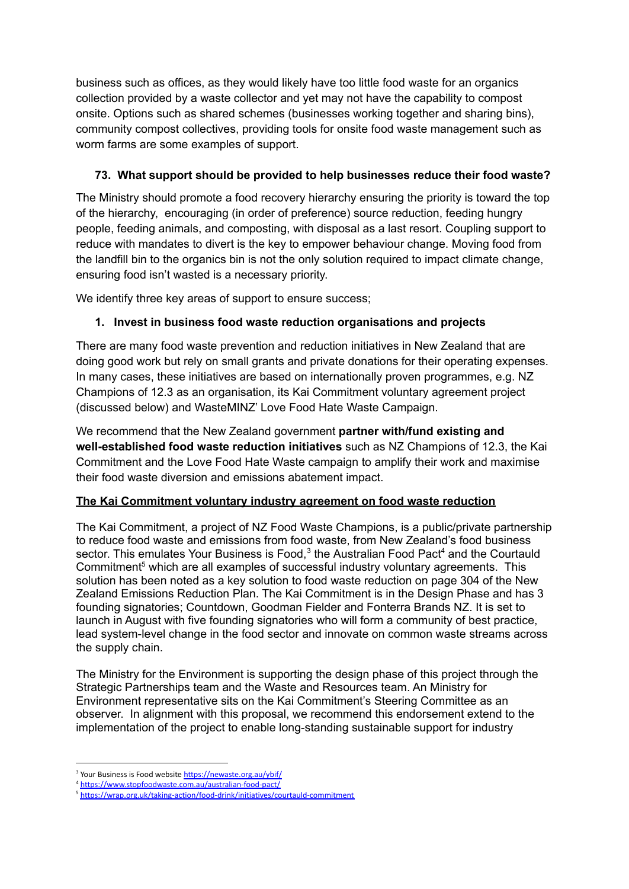business such as offices, as they would likely have too little food waste for an organics collection provided by a waste collector and yet may not have the capability to compost onsite. Options such as shared schemes (businesses working together and sharing bins), community compost collectives, providing tools for onsite food waste management such as worm farms are some examples of support.

**73. What support should be provided to help businesses reduce their food waste?**

The Ministry should promote a food recovery hierarchy ensuring the priority is toward the top of the hierarchy, encouraging (in order of preference) source reduction, feeding hungry people, feeding animals, and composting, with disposal as a last resort. Coupling support to reduce with mandates to divert is the key to empower behaviour change. Moving food from the landfill bin to the organics bin is not the only solution required to impact climate change, ensuring food isn't wasted is a necessary priority.

We identify three key areas of support to ensure success;

**1. Invest in business food waste reduction organisations and projects**

There are many food waste prevention and reduction initiatives in New Zealand that are doing good work but rely on small grants and private donations for their operating expenses. In many cases, these initiatives are based on internationally proven programmes, e.g. NZ Champions of 12.3 as an organisation, its Kai Commitment voluntary agreement project (discussed below) and WasteMINZ' Love Food Hate Waste Campaign.

We recommend that the New Zealand government **partner with/fund existing and well-established food waste reduction initiatives** such as NZ Champions of 12.3, the Kai Commitment and the Love Food Hate Waste campaign to amplify their work and maximise their food waste diversion and emissions abatement impact.

**<u>The Kai Commitment voluntary industry agreement on food waste reduction</u>**

The Kai Commitment, a project of NZ Food Waste Champions, is a public/private partnership to reduce food waste and emissions from food waste, from New Zealand's food business sector. This emulates Your Business is Food,[3] the Australian Food Pact[4] and the Courtauld Commitment[5] which are all examples of successful industry voluntary agreements. This solution has been noted as a key solution to food waste reduction on page 304 of the New Zealand Emissions Reduction Plan. The Kai Commitment is in the Design Phase and has 3 founding signatories; Countdown, Goodman Fielder and Fonterra Brands NZ. It is set to launch in August with five founding signatories who will form a community of best practice, lead system-level change in the food sector and innovate on common waste streams across the supply chain.

The Ministry for the Environment is supporting the design phase of this project through the Strategic Partnerships team and the Waste and Resources team. An Ministry for Environment representative sits on the Kai Commitment's Steering Committee as an observer. In alignment with this proposal, we recommend this endorsement extend to the implementation of the project to enable long-standing sustainable support for industry

---

[3] Your Business is Food website https://newaste.org.au/ybif/

[4] https://www.stopfoodwaste.com.au/australian-food-pact/

[5] https://wrap.org.uk/taking-action/food-drink/initiatives/courtauld-commitment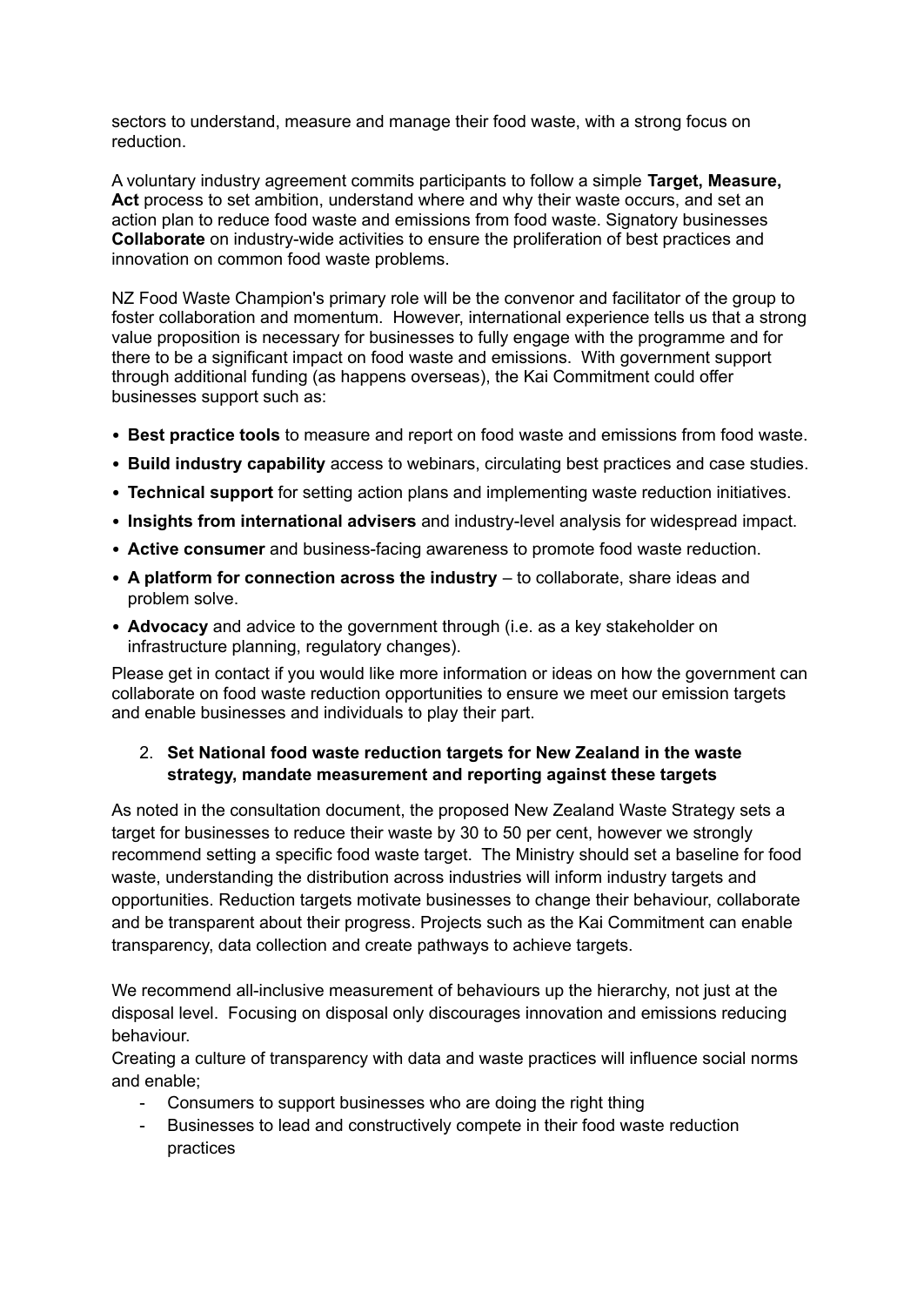sectors to understand, measure and manage their food waste, with a strong focus on reduction.

A voluntary industry agreement commits participants to follow a simple **Target, Measure, Act** process to set ambition, understand where and why their waste occurs, and set an action plan to reduce food waste and emissions from food waste. Signatory businesses **Collaborate** on industry-wide activities to ensure the proliferation of best practices and innovation on common food waste problems.

NZ Food Waste Champion's primary role will be the convenor and facilitator of the group to foster collaboration and momentum. However, international experience tells us that a strong value proposition is necessary for businesses to fully engage with the programme and for there to be a significant impact on food waste and emissions. With government support through additional funding (as happens overseas), the Kai Commitment could offer businesses support such as:

- **Best practice tools** to measure and report on food waste and emissions from food waste.
- **Build industry capability** access to webinars, circulating best practices and case studies.
- **Technical support** for setting action plans and implementing waste reduction initiatives.
- **Insights from international advisers** and industry-level analysis for widespread impact.
- **Active consumer** and business-facing awareness to promote food waste reduction.
- **A platform for connection across the industry** – to collaborate, share ideas and problem solve.
- **Advocacy** and advice to the government through (i.e. as a key stakeholder on infrastructure planning, regulatory changes).

Please get in contact if you would like more information or ideas on how the government can collaborate on food waste reduction opportunities to ensure we meet our emission targets and enable businesses and individuals to play their part.

2. **Set National food waste reduction targets for New Zealand in the waste strategy, mandate measurement and reporting against these targets**

As noted in the consultation document, the proposed New Zealand Waste Strategy sets a target for businesses to reduce their waste by 30 to 50 per cent, however we strongly recommend setting a specific food waste target. The Ministry should set a baseline for food waste, understanding the distribution across industries will inform industry targets and opportunities. Reduction targets motivate businesses to change their behaviour, collaborate and be transparent about their progress. Projects such as the Kai Commitment can enable transparency, data collection and create pathways to achieve targets.

We recommend all-inclusive measurement of behaviours up the hierarchy, not just at the disposal level. Focusing on disposal only discourages innovation and emissions reducing behaviour.

Creating a culture of transparency with data and waste practices will influence social norms and enable;

- Consumers to support businesses who are doing the right thing
- Businesses to lead and constructively compete in their food waste reduction practices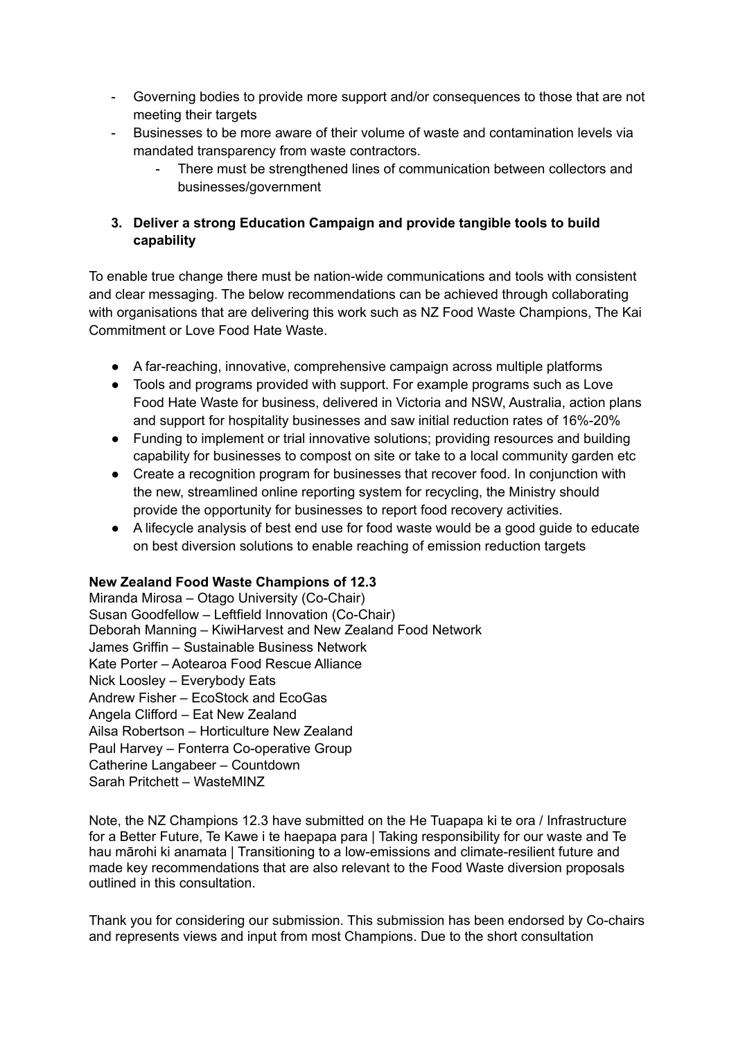- Governing bodies to provide more support and/or consequences to those that are not meeting their targets
- Businesses to be more aware of their volume of waste and contamination levels via mandated transparency from waste contractors.
    - There must be strengthened lines of communication between collectors and businesses/government

3. **Deliver a strong Education Campaign and provide tangible tools to build capability**

To enable true change there must be nation-wide communications and tools with consistent and clear messaging. The below recommendations can be achieved through collaborating with organisations that are delivering this work such as NZ Food Waste Champions, The Kai Commitment or Love Food Hate Waste.

- A far-reaching, innovative, comprehensive campaign across multiple platforms
- Tools and programs provided with support. For example programs such as Love Food Hate Waste for business, delivered in Victoria and NSW, Australia, action plans and support for hospitality businesses and saw initial reduction rates of 16%-20%
- Funding to implement or trial innovative solutions; providing resources and building capability for businesses to compost on site or take to a local community garden etc
- Create a recognition program for businesses that recover food. In conjunction with the new, streamlined online reporting system for recycling, the Ministry should provide the opportunity for businesses to report food recovery activities.
- A lifecycle analysis of best end use for food waste would be a good guide to educate on best diversion solutions to enable reaching of emission reduction targets

**New Zealand Food Waste Champions of 12.3**
Miranda Mirosa – Otago University (Co-Chair)
Susan Goodfellow – Leftfield Innovation (Co-Chair)
Deborah Manning – KiwiHarvest and New Zealand Food Network
James Griffin – Sustainable Business Network
Kate Porter – Aotearoa Food Rescue Alliance
Nick Loosley – Everybody Eats
Andrew Fisher – EcoStock and EcoGas
Angela Clifford – Eat New Zealand
Ailsa Robertson – Horticulture New Zealand
Paul Harvey – Fonterra Co-operative Group
Catherine Langabeer – Countdown
Sarah Pritchett – WasteMINZ

Note, the NZ Champions 12.3 have submitted on the He Tuapapa ki te ora / Infrastructure for a Better Future, Te Kawe i te haepapa para | Taking responsibility for our waste and Te hau mārohi ki anamata | Transitioning to a low-emissions and climate-resilient future and made key recommendations that are also relevant to the Food Waste diversion proposals outlined in this consultation.

Thank you for considering our submission. This submission has been endorsed by Co-chairs and represents views and input from most Champions. Due to the short consultation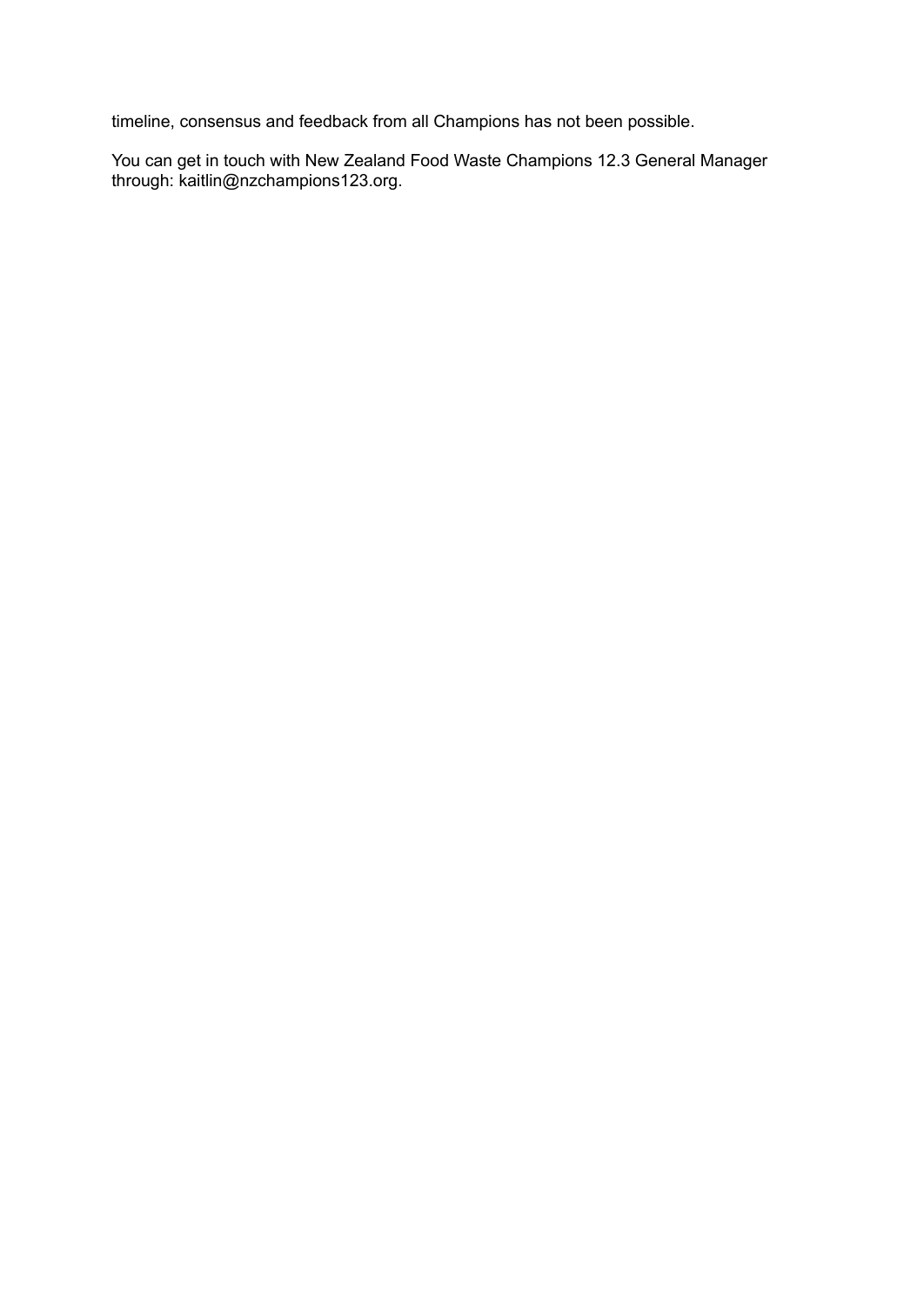timeline, consensus and feedback from all Champions has not been possible.

You can get in touch with New Zealand Food Waste Champions 12.3 General Manager through: kaitlin@nzchampions123.org.